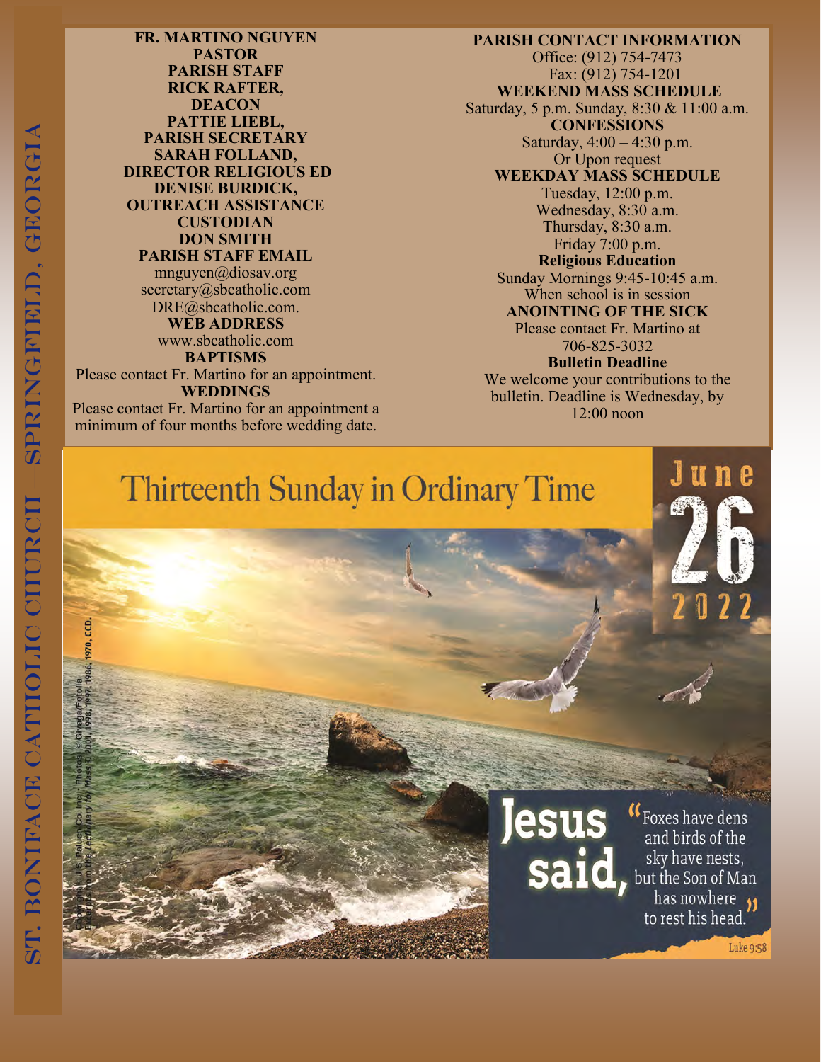# ST. BONIFACE CATHOLIC CHURCH —SPRINGFIELD, GEORGIA

**FR. MARTINO NGUYEN**
**PASTOR**
**PARISH STAFF**
**RICK RAFTER,**
**DEACON**
**PATTIE LIEBL,**
**PARISH SECRETARY**
**SARAH FOLLAND,**
**DIRECTOR RELIGIOUS ED**
**DENISE BURDICK,**
**OUTREACH ASSISTANCE**
**CUSTODIAN**
**DON SMITH**
**PARISH STAFF EMAIL**
mnguyen@diosav.org
secretary@sbcatholic.com
DRE@sbcatholic.com.
**WEB ADDRESS**
www.sbcatholic.com
**BAPTISMS**
Please contact Fr. Martino for an appointment.
**WEDDINGS**
Please contact Fr. Martino for an appointment a minimum of four months before wedding date.

**PARISH CONTACT INFORMATION**
Office: (912) 754-7473
Fax: (912) 754-1201
**WEEKEND MASS SCHEDULE**
Saturday, 5 p.m. Sunday, 8:30 & 11:00 a.m.
**CONFESSIONS**
Saturday, 4:00 – 4:30 p.m.
Or Upon request
**WEEKDAY MASS SCHEDULE**
Tuesday, 12:00 p.m.
Wednesday, 8:30 a.m.
Thursday, 8:30 a.m.
Friday 7:00 p.m.
**Religious Education**
Sunday Mornings 9:45-10:45 a.m.
When school is in session
**ANOINTING OF THE SICK**
Please contact Fr. Martino at
706-825-3032
**Bulletin Deadline**
We welcome your contributions to the bulletin. Deadline is Wednesday, by 12:00 noon

## Thirteenth Sunday in Ordinary Time

June 26 2022

**Jesus said,** "Foxes have dens and birds of the sky have nests, but the Son of Man has nowhere to rest his head."

Luke 9:58

Copyright © J.S. Paluch Co. Inc. Photos: © Givaga/Fotolia. Excerpts from the *Lectionary for Mass* © 2001, 1998, 1997, 1986, 1970, CCD.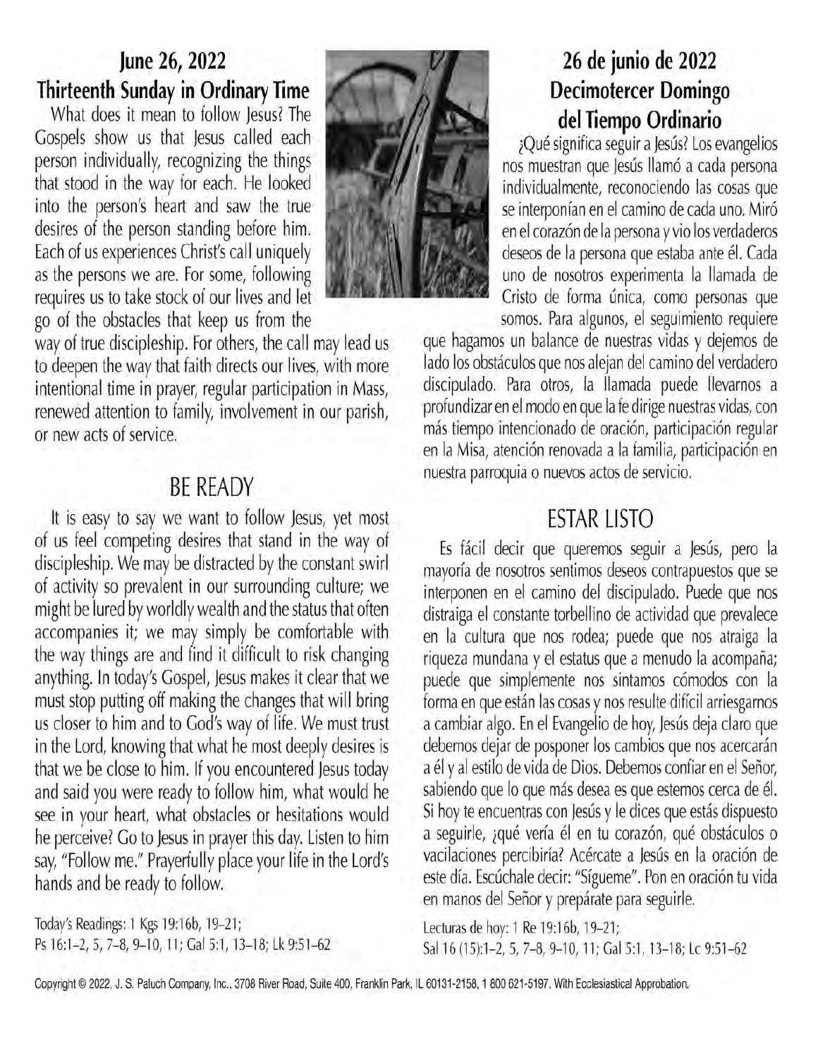## June 26, 2022
## Thirteenth Sunday in Ordinary Time

What does it mean to follow Jesus? The Gospels show us that Jesus called each person individually, recognizing the things that stood in the way for each. He looked into the person's heart and saw the true desires of the person standing before him. Each of us experiences Christ's call uniquely as the persons we are. For some, following requires us to take stock of our lives and let go of the obstacles that keep us from the way of true discipleship. For others, the call may lead us to deepen the way that faith directs our lives, with more intentional time in prayer, regular participation in Mass, renewed attention to family, involvement in our parish, or new acts of service.

### BE READY

It is easy to say we want to follow Jesus, yet most of us feel competing desires that stand in the way of discipleship. We may be distracted by the constant swirl of activity so prevalent in our surrounding culture; we might be lured by worldly wealth and the status that often accompanies it; we may simply be comfortable with the way things are and find it difficult to risk changing anything. In today's Gospel, Jesus makes it clear that we must stop putting off making the changes that will bring us closer to him and to God's way of life. We must trust in the Lord, knowing that what he most deeply desires is that we be close to him. If you encountered Jesus today and said you were ready to follow him, what would he see in your heart, what obstacles or hesitations would he perceive? Go to Jesus in prayer this day. Listen to him say, "Follow me." Prayerfully place your life in the Lord's hands and be ready to follow.

Today's Readings: 1 Kgs 19:16b, 19–21; Ps 16:1–2, 5, 7–8, 9–10, 11; Gal 5:1, 13–18; Lk 9:51–62

## 26 de junio de 2022
## Decimotercer Domingo del Tiempo Ordinario

¿Qué significa seguir a Jesús? Los evangelios nos muestran que Jesús llamó a cada persona individualmente, reconociendo las cosas que se interponían en el camino de cada uno. Miró en el corazón de la persona y vio los verdaderos deseos de la persona que estaba ante él. Cada uno de nosotros experimenta la llamada de Cristo de forma única, como personas que somos. Para algunos, el seguimiento requiere que hagamos un balance de nuestras vidas y dejemos de lado los obstáculos que nos alejan del camino del verdadero discipulado. Para otros, la llamada puede llevarnos a profundizar en el modo en que la fe dirige nuestras vidas, con más tiempo intencionado de oración, participación regular en la Misa, atención renovada a la familia, participación en nuestra parroquia o nuevos actos de servicio.

### ESTAR LISTO

Es fácil decir que queremos seguir a Jesús, pero la mayoría de nosotros sentimos deseos contrapuestos que se interponen en el camino del discipulado. Puede que nos distraiga el constante torbellino de actividad que prevalece en la cultura que nos rodea; puede que nos atraiga la riqueza mundana y el estatus que a menudo la acompaña; puede que simplemente nos sintamos cómodos con la forma en que están las cosas y nos resulte difícil arriesgarnos a cambiar algo. En el Evangelio de hoy, Jesús deja claro que debemos dejar de posponer los cambios que nos acercarán a él y al estilo de vida de Dios. Debemos confiar en el Señor, sabiendo que lo que más desea es que estemos cerca de él. Si hoy te encuentras con Jesús y le dices que estás dispuesto a seguirle, ¿qué vería él en tu corazón, qué obstáculos o vacilaciones percibiría? Acércate a Jesús en la oración de este día. Escúchale decir: "Sígueme". Pon en oración tu vida en manos del Señor y prepárate para seguirle.

Lecturas de hoy: 1 Re 19:16b, 19–21; Sal 16 (15):1–2, 5, 7–8, 9–10, 11; Gal 5:1, 13–18; Lc 9:51–62

Copyright © 2022, J. S. Paluch Company, Inc., 3708 River Road, Suite 400, Franklin Park, IL 60131-2158, 1 800 621-5197. With Ecclesiastical Approbation.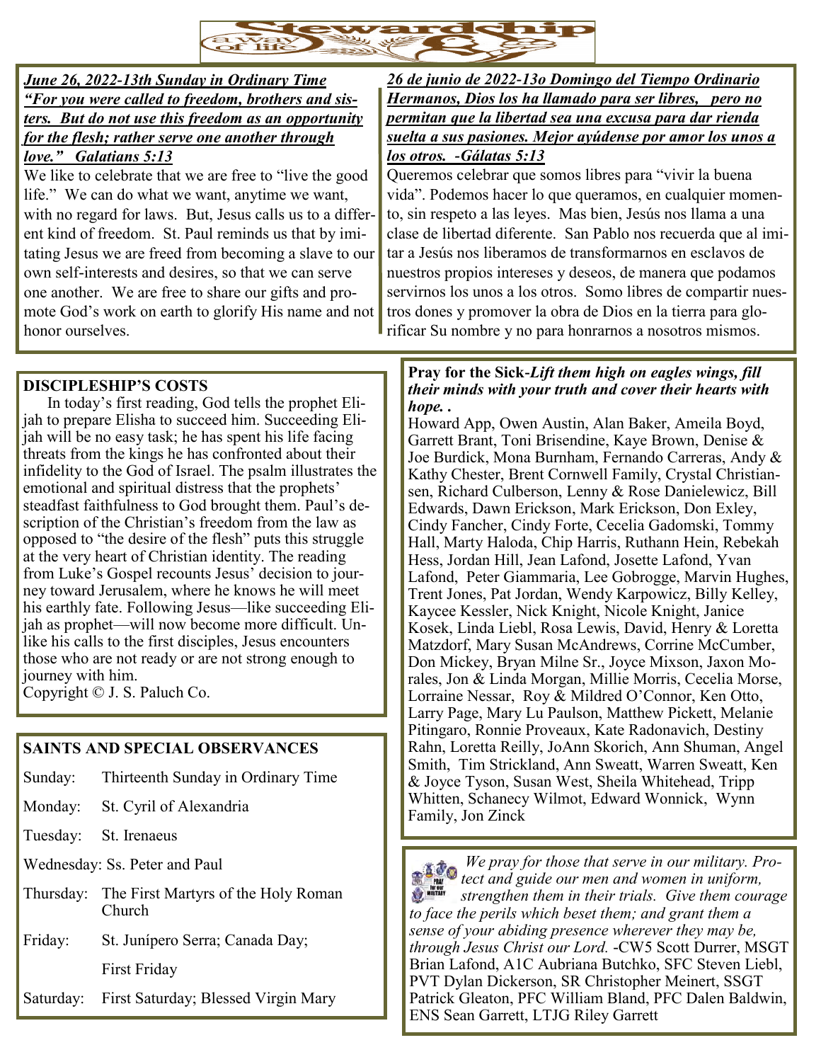# Stewardship a way of life

***June 26, 2022-13th Sunday in Ordinary Time***
***"For you were called to freedom, brothers and sisters. But do not use this freedom as an opportunity for the flesh; rather serve one another through love." Galatians 5:13***

We like to celebrate that we are free to "live the good life." We can do what we want, anytime we want, with no regard for laws. But, Jesus calls us to a different kind of freedom. St. Paul reminds us that by imitating Jesus we are freed from becoming a slave to our own self-interests and desires, so that we can serve one another. We are free to share our gifts and promote God's work on earth to glorify His name and not honor ourselves.

***26 de junio de 2022-13o Domingo del Tiempo Ordinario***
***Hermanos, Dios los ha llamado para ser libres, pero no permitan que la libertad sea una excusa para dar rienda suelta a sus pasiones. Mejor ayúdense por amor los unos a los otros. -Gálatas 5:13***

Queremos celebrar que somos libres para "vivir la buena vida". Podemos hacer lo que queramos, en cualquier momento, sin respeto a las leyes. Mas bien, Jesús nos llama a una clase de libertad diferente. San Pablo nos recuerda que al imitar a Jesús nos liberamos de transformarnos en esclavos de nuestros propios intereses y deseos, de manera que podamos servirnos los unos a los otros. Somo libres de compartir nuestros dones y promover la obra de Dios en la tierra para glorificar Su nombre y no para honrarnos a nosotros mismos.

## DISCIPLESHIP'S COSTS

In today's first reading, God tells the prophet Elijah to prepare Elisha to succeed him. Succeeding Elijah will be no easy task; he has spent his life facing threats from the kings he has confronted about their infidelity to the God of Israel. The psalm illustrates the emotional and spiritual distress that the prophets' steadfast faithfulness to God brought them. Paul's description of the Christian's freedom from the law as opposed to "the desire of the flesh" puts this struggle at the very heart of Christian identity. The reading from Luke's Gospel recounts Jesus' decision to journey toward Jerusalem, where he knows he will meet his earthly fate. Following Jesus—like succeeding Elijah as prophet—will now become more difficult. Unlike his calls to the first disciples, Jesus encounters those who are not ready or are not strong enough to journey with him.
Copyright © J. S. Paluch Co.

## SAINTS AND SPECIAL OBSERVANCES

Sunday: Thirteenth Sunday in Ordinary Time
Monday: St. Cyril of Alexandria
Tuesday: St. Irenaeus
Wednesday: Ss. Peter and Paul
Thursday: The First Martyrs of the Holy Roman Church
Friday: St. Junípero Serra; Canada Day; First Friday
Saturday: First Saturday; Blessed Virgin Mary

**Pray for the Sick**-***Lift them high on eagles wings, fill their minds with your truth and cover their hearts with hope. .***

Howard App, Owen Austin, Alan Baker, Ameila Boyd, Garrett Brant, Toni Brisendine, Kaye Brown, Denise & Joe Burdick, Mona Burnham, Fernando Carreras, Andy & Kathy Chester, Brent Cornwell Family, Crystal Christiansen, Richard Culberson, Lenny & Rose Danielewicz, Bill Edwards, Dawn Erickson, Mark Erickson, Don Exley, Cindy Fancher, Cindy Forte, Cecelia Gadomski, Tommy Hall, Marty Haloda, Chip Harris, Ruthann Hein, Rebekah Hess, Jordan Hill, Jean Lafond, Josette Lafond, Yvan Lafond, Peter Giammaria, Lee Gobrogge, Marvin Hughes, Trent Jones, Pat Jordan, Wendy Karpowicz, Billy Kelley, Kaycee Kessler, Nick Knight, Nicole Knight, Janice Kosek, Linda Liebl, Rosa Lewis, David, Henry & Loretta Matzdorf, Mary Susan McAndrews, Corrine McCumber, Don Mickey, Bryan Milne Sr., Joyce Mixson, Jaxon Morales, Jon & Linda Morgan, Millie Morris, Cecelia Morse, Lorraine Nessar, Roy & Mildred O'Connor, Ken Otto, Larry Page, Mary Lu Paulson, Matthew Pickett, Melanie Pitingaro, Ronnie Proveaux, Kate Radonavich, Destiny Rahn, Loretta Reilly, JoAnn Skorich, Ann Shuman, Angel Smith, Tim Strickland, Ann Sweatt, Warren Sweatt, Ken & Joyce Tyson, Susan West, Sheila Whitehead, Tripp Whitten, Schanecy Wilmot, Edward Wonnick, Wynn Family, Jon Zinck

*We pray for those that serve in our military. Protect and guide our men and women in uniform, strengthen them in their trials. Give them courage to face the perils which beset them; and grant them a sense of your abiding presence wherever they may be, through Jesus Christ our Lord.* -CW5 Scott Durrer, MSGT Brian Lafond, A1C Aubriana Butchko, SFC Steven Liebl, PVT Dylan Dickerson, SR Christopher Meinert, SSGT Patrick Gleaton, PFC William Bland, PFC Dalen Baldwin, ENS Sean Garrett, LTJG Riley Garrett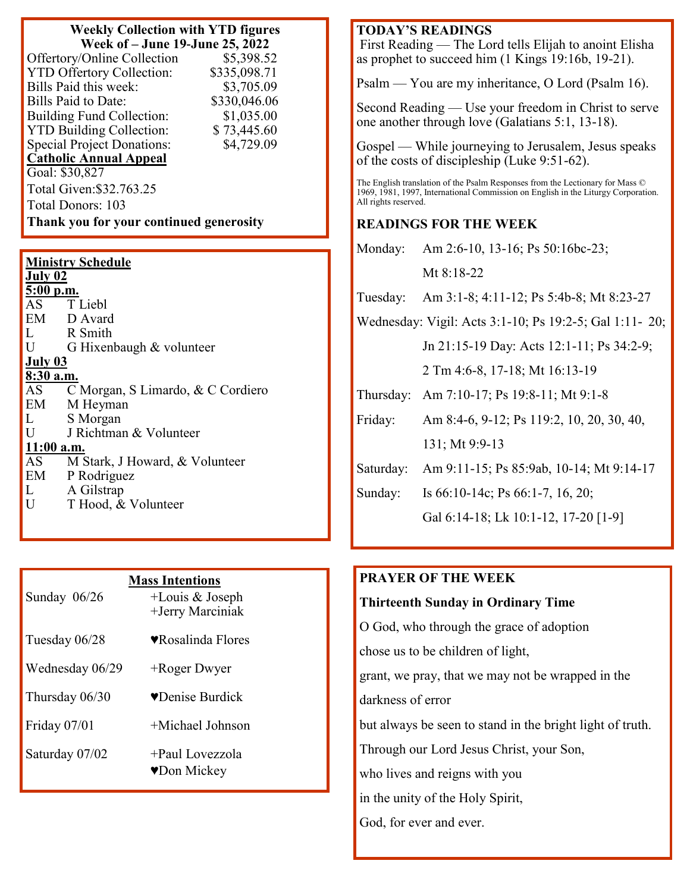**Weekly Collection with YTD figures**
**Week of – June 19-June 25, 2022**

| | |
|---|---|
| Offertory/Online Collection | $5,398.52 |
| YTD Offertory Collection: | $335,098.71 |
| Bills Paid this week: | $3,705.09 |
| Bills Paid to Date: | $330,046.06 |
| Building Fund Collection: | $1,035.00 |
| YTD Building Collection: | $ 73,445.60 |
| Special Project Donations: | $4,729.09 |

**Catholic Annual Appeal**

Goal: $30,827

Total Given:$32.763.25

Total Donors: 103

**Thank you for your continued generosity**

**Ministry Schedule**

**July 02**

**5:00 p.m.**

AS T Liebl
EM D Avard
L R Smith
U G Hixenbaugh & volunteer

**July 03**

**8:30 a.m.**

AS C Morgan, S Limardo, & C Cordiero
EM M Heyman
L S Morgan
U J Richtman & Volunteer

**11:00 a.m.**

AS M Stark, J Howard, & Volunteer
EM P Rodriguez
L A Gilstrap
U T Hood, & Volunteer

**Mass Intentions**

| | |
|---|---|
| Sunday 06/26 | +Louis & Joseph<br>+Jerry Marciniak |
| Tuesday 06/28 | ♥Rosalinda Flores |
| Wednesday 06/29 | +Roger Dwyer |
| Thursday 06/30 | ♥Denise Burdick |
| Friday 07/01 | +Michael Johnson |
| Saturday 07/02 | +Paul Lovezzola<br>♥Don Mickey |

**TODAY'S READINGS**

First Reading — The Lord tells Elijah to anoint Elisha as prophet to succeed him (1 Kings 19:16b, 19-21).

Psalm — You are my inheritance, O Lord (Psalm 16).

Second Reading — Use your freedom in Christ to serve one another through love (Galatians 5:1, 13-18).

Gospel — While journeying to Jerusalem, Jesus speaks of the costs of discipleship (Luke 9:51-62).

The English translation of the Psalm Responses from the Lectionary for Mass © 1969, 1981, 1997, International Commission on English in the Liturgy Corporation. All rights reserved.

**READINGS FOR THE WEEK**

Monday: Am 2:6-10, 13-16; Ps 50:16bc-23; Mt 8:18-22

Tuesday: Am 3:1-8; 4:11-12; Ps 5:4b-8; Mt 8:23-27

Wednesday: Vigil: Acts 3:1-10; Ps 19:2-5; Gal 1:11- 20; Jn 21:15-19 Day: Acts 12:1-11; Ps 34:2-9; 2 Tm 4:6-8, 17-18; Mt 16:13-19

Thursday: Am 7:10-17; Ps 19:8-11; Mt 9:1-8

Friday: Am 8:4-6, 9-12; Ps 119:2, 10, 20, 30, 40, 131; Mt 9:9-13

Saturday: Am 9:11-15; Ps 85:9ab, 10-14; Mt 9:14-17

Sunday: Is 66:10-14c; Ps 66:1-7, 16, 20; Gal 6:14-18; Lk 10:1-12, 17-20 [1-9]

**PRAYER OF THE WEEK**

**Thirteenth Sunday in Ordinary Time**

O God, who through the grace of adoption
chose us to be children of light,
grant, we pray, that we may not be wrapped in the darkness of error
but always be seen to stand in the bright light of truth.
Through our Lord Jesus Christ, your Son,
who lives and reigns with you
in the unity of the Holy Spirit,
God, for ever and ever.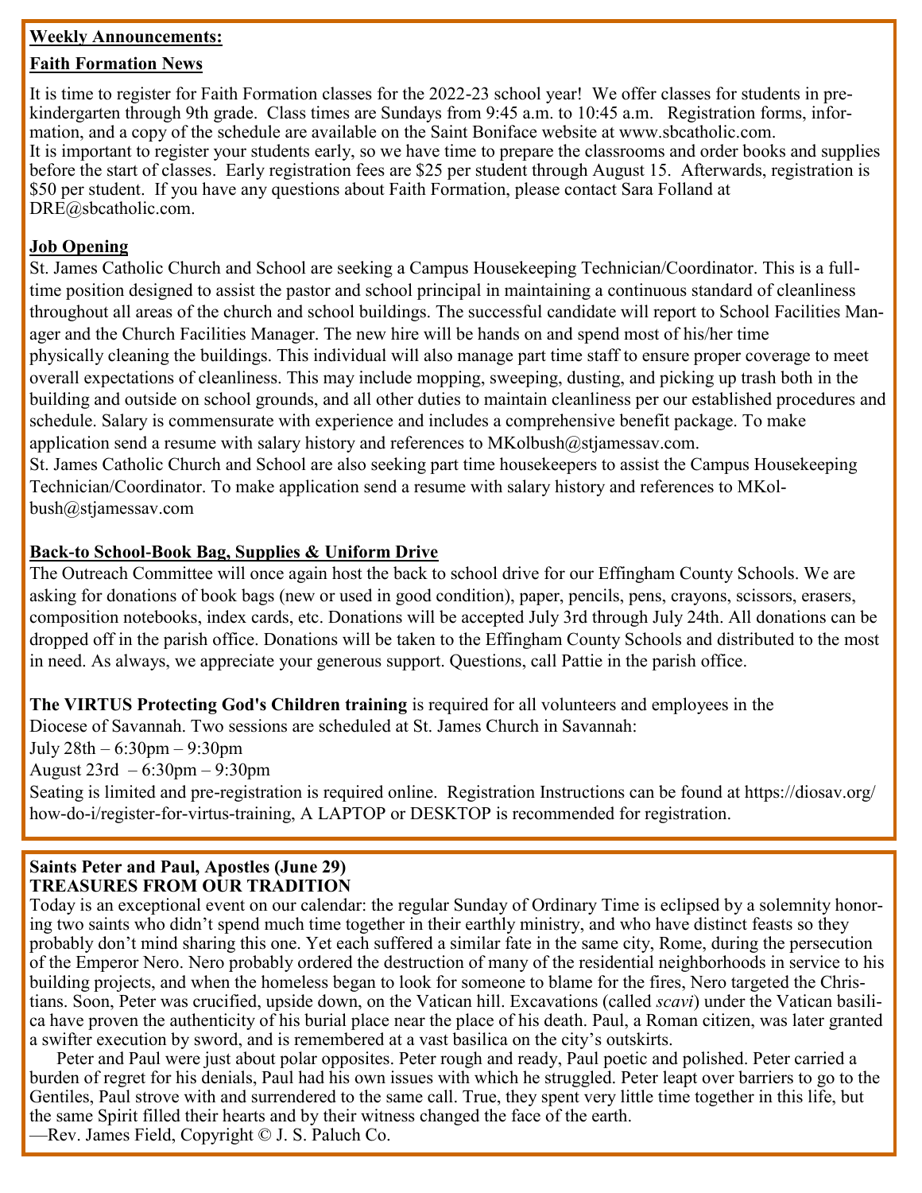**Weekly Announcements:**

**Faith Formation News**

It is time to register for Faith Formation classes for the 2022-23 school year! We offer classes for students in pre-kindergarten through 9th grade. Class times are Sundays from 9:45 a.m. to 10:45 a.m. Registration forms, information, and a copy of the schedule are available on the Saint Boniface website at www.sbcatholic.com.
It is important to register your students early, so we have time to prepare the classrooms and order books and supplies before the start of classes. Early registration fees are $25 per student through August 15. Afterwards, registration is $50 per student. If you have any questions about Faith Formation, please contact Sara Folland at DRE@sbcatholic.com.

**Job Opening**

St. James Catholic Church and School are seeking a Campus Housekeeping Technician/Coordinator. This is a full-time position designed to assist the pastor and school principal in maintaining a continuous standard of cleanliness throughout all areas of the church and school buildings. The successful candidate will report to School Facilities Manager and the Church Facilities Manager. The new hire will be hands on and spend most of his/her time physically cleaning the buildings. This individual will also manage part time staff to ensure proper coverage to meet overall expectations of cleanliness. This may include mopping, sweeping, dusting, and picking up trash both in the building and outside on school grounds, and all other duties to maintain cleanliness per our established procedures and schedule. Salary is commensurate with experience and includes a comprehensive benefit package. To make application send a resume with salary history and references to MKolbush@stjamessav.com.
St. James Catholic Church and School are also seeking part time housekeepers to assist the Campus Housekeeping Technician/Coordinator. To make application send a resume with salary history and references to MKolbush@stjamessav.com

**Back-to School-Book Bag, Supplies & Uniform Drive**

The Outreach Committee will once again host the back to school drive for our Effingham County Schools. We are asking for donations of book bags (new or used in good condition), paper, pencils, pens, crayons, scissors, erasers, composition notebooks, index cards, etc. Donations will be accepted July 3rd through July 24th. All donations can be dropped off in the parish office. Donations will be taken to the Effingham County Schools and distributed to the most in need. As always, we appreciate your generous support. Questions, call Pattie in the parish office.

**The VIRTUS Protecting God's Children training** is required for all volunteers and employees in the Diocese of Savannah. Two sessions are scheduled at St. James Church in Savannah:
July 28th – 6:30pm – 9:30pm
August 23rd – 6:30pm – 9:30pm
Seating is limited and pre-registration is required online. Registration Instructions can be found at https://diosav.org/how-do-i/register-for-virtus-training, A LAPTOP or DESKTOP is recommended for registration.

**Saints Peter and Paul, Apostles (June 29)**
**TREASURES FROM OUR TRADITION**

Today is an exceptional event on our calendar: the regular Sunday of Ordinary Time is eclipsed by a solemnity honoring two saints who didn't spend much time together in their earthly ministry, and who have distinct feasts so they probably don't mind sharing this one. Yet each suffered a similar fate in the same city, Rome, during the persecution of the Emperor Nero. Nero probably ordered the destruction of many of the residential neighborhoods in service to his building projects, and when the homeless began to look for someone to blame for the fires, Nero targeted the Christians. Soon, Peter was crucified, upside down, on the Vatican hill. Excavations (called *scavi*) under the Vatican basilica have proven the authenticity of his burial place near the place of his death. Paul, a Roman citizen, was later granted a swifter execution by sword, and is remembered at a vast basilica on the city's outskirts.

Peter and Paul were just about polar opposites. Peter rough and ready, Paul poetic and polished. Peter carried a burden of regret for his denials, Paul had his own issues with which he struggled. Peter leapt over barriers to go to the Gentiles, Paul strove with and surrendered to the same call. True, they spent very little time together in this life, but the same Spirit filled their hearts and by their witness changed the face of the earth.
—Rev. James Field, Copyright © J. S. Paluch Co.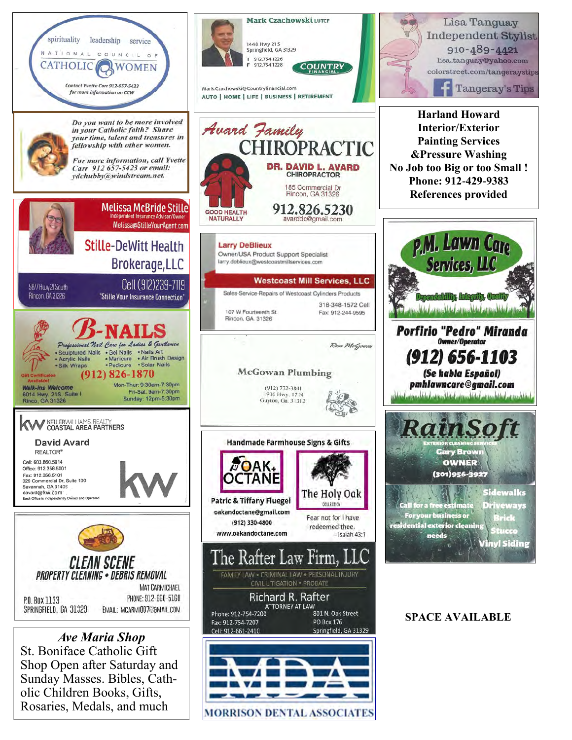spirituality leadership service

NATIONAL COUNCIL OF CATHOLIC WOMEN

Contact Yvette Carr 912-657-5423 for more information on CCW

*Do you want to be more involved in your Catholic faith? Share your time, talent and treasures in fellowship with other women.*

*For more information, call Yvette Carr 912 657-5423 or email: ydchubby@windstream.net.*

Melissa McBride Stille
Independent Insurance Advisor/Owner
Melissa@StilleYourAgent.com

Stille-DeWitt Health Brokerage, LLC

5877 Hwy 21 South
Rincon, GA 31326

Cell (912)239-7119
"Stille Your Insurance Connection"

B-NAILS

Professional Nail Care for Ladies & Gentlemen

- Sculptured Nails
- Acrylic Nails
- Silk Wraps
- Gel Nails
- Manicure
- Pedicure
- Nails Art
- Air Brush Design
- Solar Nails

Gift Certificates Available!

(912) 826-1870

Walk-Ins Welcome
6014 Hwy. 21S. Suite I
Rinco, GA 31326

Mon-Thur: 9:30am-7:30pm
Fri-Sat: 9am-7:30pm
Sunday: 12pm-5:30pm

KELLERWILLIAMS REALTY COASTAL AREA PARTNERS

David Avard
REALTOR®

Cell: 603.860.5914
Office: 912.356.5001
Fax: 912.356.5101
329 Commercial Dr, Suite 100
Savannah, GA 31406
davard@kw.com
Each Office is Independently Owned and Operated

CLEAN SCENE
PROPERTY CLEANING • DEBRIS REMOVAL

MAT CARMICHAEL
P.O. Box 1133
Springfield, GA 31329
PHONE: 912-660-5160
EMAIL: MCARMI007@GMAIL.COM

*Ave Maria Shop*

St. Boniface Catholic Gift Shop Open after Saturday and Sunday Masses. Bibles, Catholic Children Books, Gifts, Rosaries, Medals, and much

Mark Czachowski LUTCF

1448 Hwy 21 S
Springfield, GA 31329
T 912.754.1226
F 912.754.1228

COUNTRY FINANCIAL

Mark.Czachowski@Countryfinancial.com

AUTO | HOME | LIFE | BUSINESS | RETIREMENT

Avard Family CHIROPRACTIC

DR. DAVID L. AVARD
CHIROPRACTOR
185 Commercial Dr
Rincon, GA 31326

GOOD HEALTH NATURALLY

912.826.5230
avarddc@gmail.com

Larry DeBlieux
Owner/USA Product Support Specialist
larry.deblieux@westcoastmillservices.com

Westcoast Mill Services, LLC

Sales-Service-Repairs of Westcoast Cylinders Products

107 W Fourteenth St
Rincon, GA 31326

318-348-1572 Cell
Fax: 912-244-9595

McGowan Plumbing

(912) 772-3841
1900 Hwy. 17 N
Guyton, Ga. 31312

Handmade Farmhouse Signs & Gifts

OAK + OCTANE

Patric & Tiffany Fluegel
oakandoctane@gmail.com
(912) 330-4800
www.oakandoctane.com

The Holy Oak COLLECTION

Fear not for I have redeemed thee.
- Isaiah 43:1

The Rafter Law Firm, LLC

FAMILY LAW • CRIMINAL LAW • PERSONAL INJURY
CIVIL LITIGATION • PROBATE

Richard R. Rafter
ATTORNEY AT LAW

Phone: 912-754-7200
Fax: 912-754-7207
Cell: 912-661-2410

801 N. Oak Street
PO Box 176
Springfield, GA 31329

MDA
MORRISON DENTAL ASSOCIATES

Lisa Tanguay
Independent Stylist
910-489-4421
lisa_tanguay@yahoo.com
colorstreet.com/tangeraystips
Tangeray's Tips

**Harland Howard**
**Interior/Exterior**
**Painting Services**
**&Pressure Washing**
**No Job too Big or too Small !**
**Phone: 912-429-9383**
**References provided**

P.M. Lawn Care Services, LLC

Dependability, Integrity, Quality

Porfirio "Pedro" Miranda
Owner/Operator
(912) 656-1103
(Se habla Español)
pmhlawncare@gmail.com

RainSoft
EXTERIOR CLEANING SERVICES
Gary Brown
OWNER
(301)956-3927

Call for a free estimate
For your business or residential exterior cleaning needs

Sidewalks
Driveways
Brick
Stucco
Vinyl Siding

**SPACE AVAILABLE**